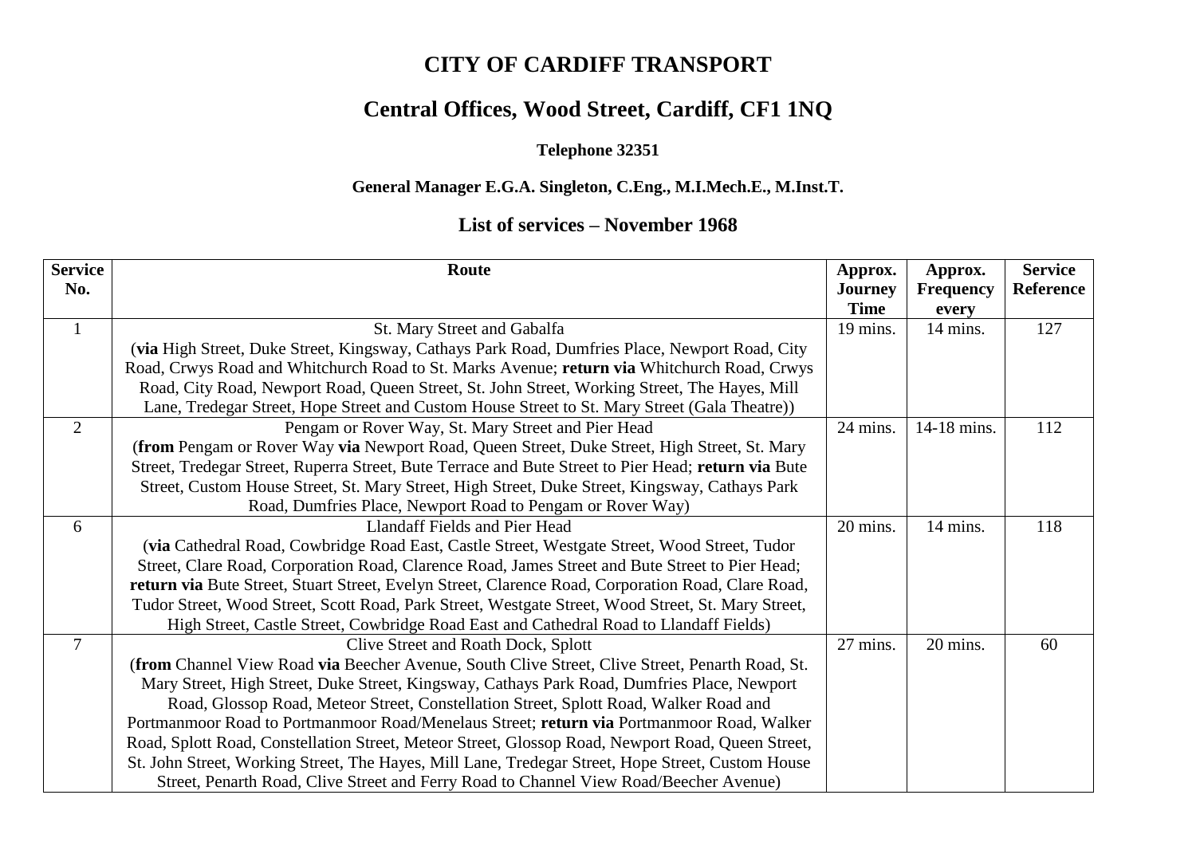# CITY OF CARDIFF TRANSPORT

## Central Offices, Wood Street, Cardiff, CF1 1NQ

**Telephone 32351**

**General Manager E.G.A. Singleton, C.Eng., M.I.Mech.E., M.Inst.T.**

### List of services – November 1968

| Service No. | Route | Approx. Journey Time | Approx. Frequency every | Service Reference |
|---|---|---|---|---|
| 1 | St. Mary Street and Gabalfa (**via** High Street, Duke Street, Kingsway, Cathays Park Road, Dumfries Place, Newport Road, City Road, Crwys Road and Whitchurch Road to St. Marks Avenue; **return via** Whitchurch Road, Crwys Road, City Road, Newport Road, Queen Street, St. John Street, Working Street, The Hayes, Mill Lane, Tredegar Street, Hope Street and Custom House Street to St. Mary Street (Gala Theatre)) | 19 mins. | 14 mins. | 127 |
| 2 | Pengam or Rover Way, St. Mary Street and Pier Head (**from** Pengam or Rover Way **via** Newport Road, Queen Street, Duke Street, High Street, St. Mary Street, Tredegar Street, Ruperra Street, Bute Terrace and Bute Street to Pier Head; **return via** Bute Street, Custom House Street, St. Mary Street, High Street, Duke Street, Kingsway, Cathays Park Road, Dumfries Place, Newport Road to Pengam or Rover Way) | 24 mins. | 14-18 mins. | 112 |
| 6 | Llandaff Fields and Pier Head (**via** Cathedral Road, Cowbridge Road East, Castle Street, Westgate Street, Wood Street, Tudor Street, Clare Road, Corporation Road, Clarence Road, James Street and Bute Street to Pier Head; **return via** Bute Street, Stuart Street, Evelyn Street, Clarence Road, Corporation Road, Clare Road, Tudor Street, Wood Street, Scott Road, Park Street, Westgate Street, Wood Street, St. Mary Street, High Street, Castle Street, Cowbridge Road East and Cathedral Road to Llandaff Fields) | 20 mins. | 14 mins. | 118 |
| 7 | Clive Street and Roath Dock, Splott (**from** Channel View Road **via** Beecher Avenue, South Clive Street, Clive Street, Penarth Road, St. Mary Street, High Street, Duke Street, Kingsway, Cathays Park Road, Dumfries Place, Newport Road, Glossop Road, Meteor Street, Constellation Street, Splott Road, Walker Road and Portmanmoor Road to Portmanmoor Road/Menelaus Street; **return via** Portmanmoor Road, Walker Road, Splott Road, Constellation Street, Meteor Street, Glossop Road, Newport Road, Queen Street, St. John Street, Working Street, The Hayes, Mill Lane, Tredegar Street, Hope Street, Custom House Street, Penarth Road, Clive Street and Ferry Road to Channel View Road/Beecher Avenue) | 27 mins. | 20 mins. | 60 |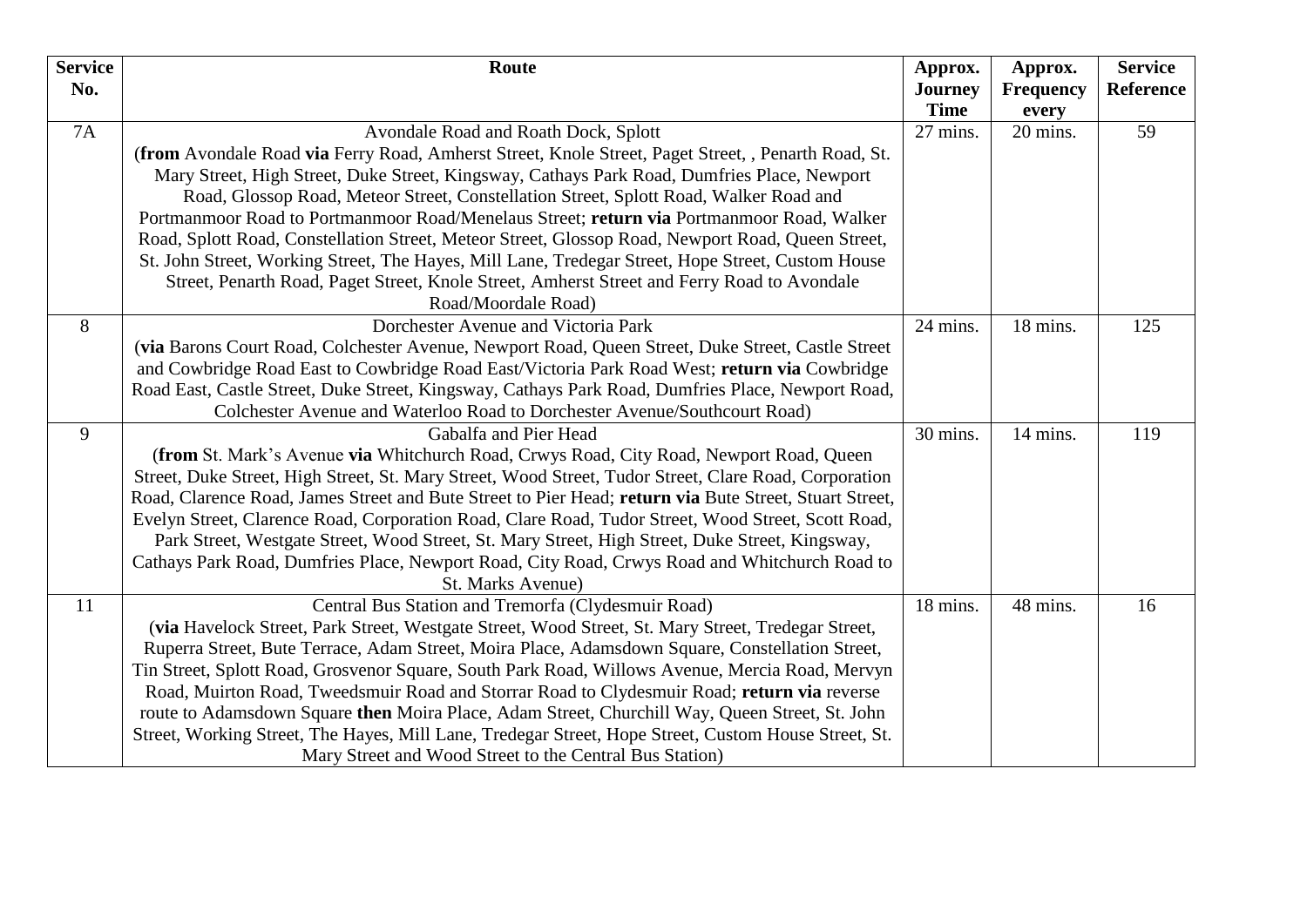| Service No. | Route | Approx. Journey Time | Approx. Frequency every | Service Reference |
| --- | --- | --- | --- | --- |
| 7A | Avondale Road and Roath Dock, Splott (**from** Avondale Road **via** Ferry Road, Amherst Street, Knole Street, Paget Street, , Penarth Road, St. Mary Street, High Street, Duke Street, Kingsway, Cathays Park Road, Dumfries Place, Newport Road, Glossop Road, Meteor Street, Constellation Street, Splott Road, Walker Road and Portmanmoor Road to Portmanmoor Road/Menelaus Street; **return via** Portmanmoor Road, Walker Road, Splott Road, Constellation Street, Meteor Street, Glossop Road, Newport Road, Queen Street, St. John Street, Working Street, The Hayes, Mill Lane, Tredegar Street, Hope Street, Custom House Street, Penarth Road, Paget Street, Knole Street, Amherst Street and Ferry Road to Avondale Road/Moordale Road) | 27 mins. | 20 mins. | 59 |
| 8 | Dorchester Avenue and Victoria Park (**via** Barons Court Road, Colchester Avenue, Newport Road, Queen Street, Duke Street, Castle Street and Cowbridge Road East to Cowbridge Road East/Victoria Park Road West; **return via** Cowbridge Road East, Castle Street, Duke Street, Kingsway, Cathays Park Road, Dumfries Place, Newport Road, Colchester Avenue and Waterloo Road to Dorchester Avenue/Southcourt Road) | 24 mins. | 18 mins. | 125 |
| 9 | Gabalfa and Pier Head (**from** St. Mark's Avenue **via** Whitchurch Road, Crwys Road, City Road, Newport Road, Queen Street, Duke Street, High Street, St. Mary Street, Wood Street, Tudor Street, Clare Road, Corporation Road, Clarence Road, James Street and Bute Street to Pier Head; **return via** Bute Street, Stuart Street, Evelyn Street, Clarence Road, Corporation Road, Clare Road, Tudor Street, Wood Street, Scott Road, Park Street, Westgate Street, Wood Street, St. Mary Street, High Street, Duke Street, Kingsway, Cathays Park Road, Dumfries Place, Newport Road, City Road, Crwys Road and Whitchurch Road to St. Marks Avenue) | 30 mins. | 14 mins. | 119 |
| 11 | Central Bus Station and Tremorfa (Clydesmuir Road) (**via** Havelock Street, Park Street, Westgate Street, Wood Street, St. Mary Street, Tredegar Street, Ruperra Street, Bute Terrace, Adam Street, Moira Place, Adamsdown Square, Constellation Street, Tin Street, Splott Road, Grosvenor Square, South Park Road, Willows Avenue, Mercia Road, Mervyn Road, Muirton Road, Tweedsmuir Road and Storrar Road to Clydesmuir Road; **return via** reverse route to Adamsdown Square **then** Moira Place, Adam Street, Churchill Way, Queen Street, St. John Street, Working Street, The Hayes, Mill Lane, Tredegar Street, Hope Street, Custom House Street, St. Mary Street and Wood Street to the Central Bus Station) | 18 mins. | 48 mins. | 16 |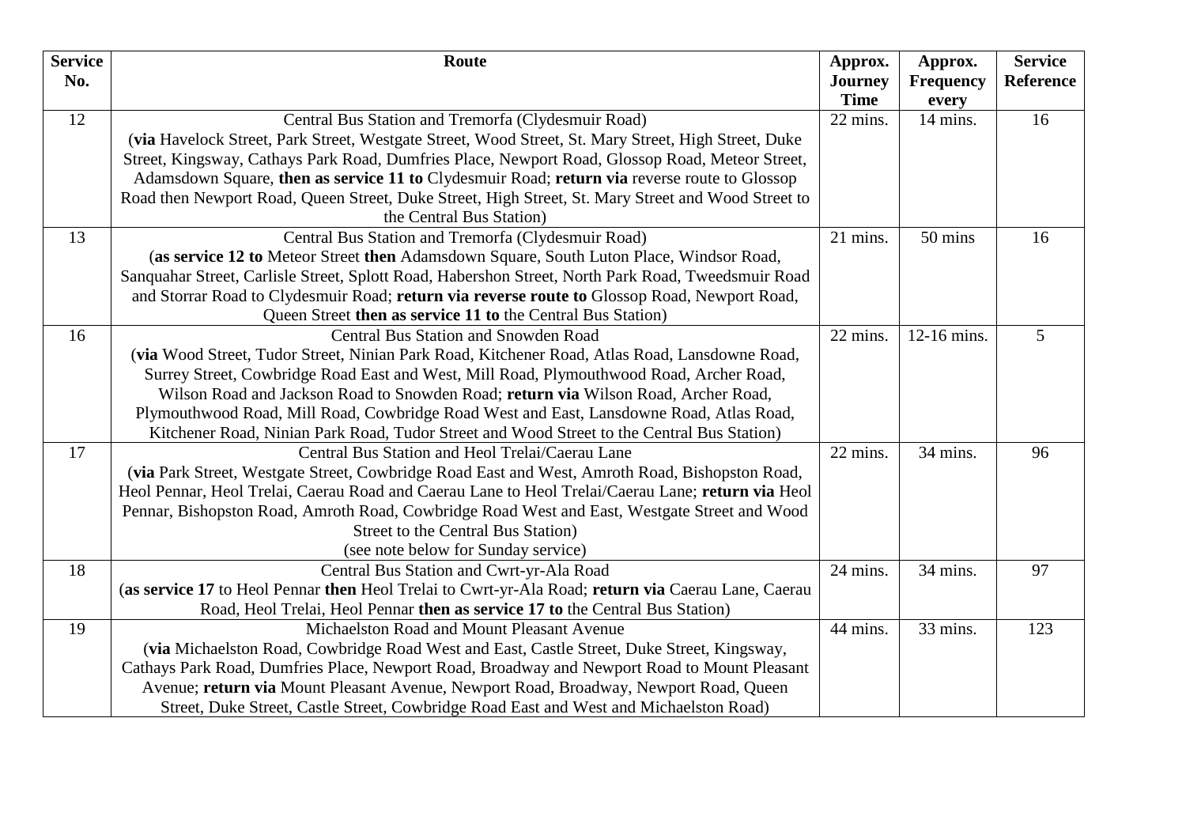| Service No. | Route | Approx. Journey Time | Approx. Frequency every | Service Reference |
|---|---|---|---|---|
| 12 | Central Bus Station and Tremorfa (Clydesmuir Road) (**via** Havelock Street, Park Street, Westgate Street, Wood Street, St. Mary Street, High Street, Duke Street, Kingsway, Cathays Park Road, Dumfries Place, Newport Road, Glossop Road, Meteor Street, Adamsdown Square, **then as service 11 to** Clydesmuir Road; **return via** reverse route to Glossop Road then Newport Road, Queen Street, Duke Street, High Street, St. Mary Street and Wood Street to the Central Bus Station) | 22 mins. | 14 mins. | 16 |
| 13 | Central Bus Station and Tremorfa (Clydesmuir Road) (**as service 12 to** Meteor Street **then** Adamsdown Square, South Luton Place, Windsor Road, Sanquahar Street, Carlisle Street, Splott Road, Habershon Street, North Park Road, Tweedsmuir Road and Storrar Road to Clydesmuir Road; **return via reverse route to** Glossop Road, Newport Road, Queen Street **then as service 11 to** the Central Bus Station) | 21 mins. | 50 mins | 16 |
| 16 | Central Bus Station and Snowden Road (**via** Wood Street, Tudor Street, Ninian Park Road, Kitchener Road, Atlas Road, Lansdowne Road, Surrey Street, Cowbridge Road East and West, Mill Road, Plymouthwood Road, Archer Road, Wilson Road and Jackson Road to Snowden Road; **return via** Wilson Road, Archer Road, Plymouthwood Road, Mill Road, Cowbridge Road West and East, Lansdowne Road, Atlas Road, Kitchener Road, Ninian Park Road, Tudor Street and Wood Street to the Central Bus Station) | 22 mins. | 12-16 mins. | 5 |
| 17 | Central Bus Station and Heol Trelai/Caerau Lane (**via** Park Street, Westgate Street, Cowbridge Road East and West, Amroth Road, Bishopston Road, Heol Pennar, Heol Trelai, Caerau Road and Caerau Lane to Heol Trelai/Caerau Lane; **return via** Heol Pennar, Bishopston Road, Amroth Road, Cowbridge Road West and East, Westgate Street and Wood Street to the Central Bus Station) (see note below for Sunday service) | 22 mins. | 34 mins. | 96 |
| 18 | Central Bus Station and Cwrt-yr-Ala Road (**as service 17** to Heol Pennar **then** Heol Trelai to Cwrt-yr-Ala Road; **return via** Caerau Lane, Caerau Road, Heol Trelai, Heol Pennar **then as service 17 to** the Central Bus Station) | 24 mins. | 34 mins. | 97 |
| 19 | Michaelston Road and Mount Pleasant Avenue (**via** Michaelston Road, Cowbridge Road West and East, Castle Street, Duke Street, Kingsway, Cathays Park Road, Dumfries Place, Newport Road, Broadway and Newport Road to Mount Pleasant Avenue; **return via** Mount Pleasant Avenue, Newport Road, Broadway, Newport Road, Queen Street, Duke Street, Castle Street, Cowbridge Road East and West and Michaelston Road) | 44 mins. | 33 mins. | 123 |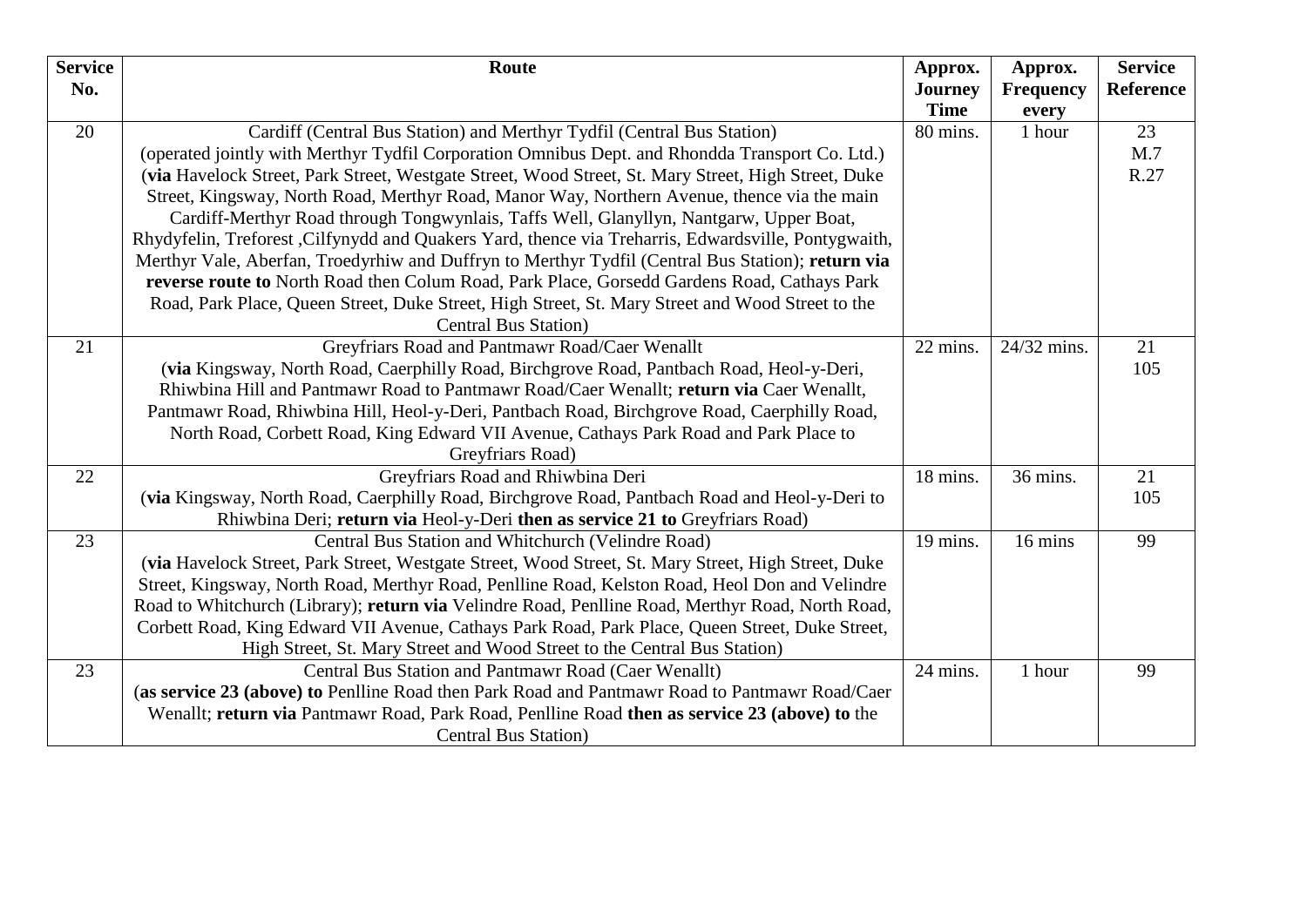| Service No. | Route | Approx. Journey Time | Approx. Frequency every | Service Reference |
|---|---|---|---|---|
| 20 | Cardiff (Central Bus Station) and Merthyr Tydfil (Central Bus Station) (operated jointly with Merthyr Tydfil Corporation Omnibus Dept. and Rhondda Transport Co. Ltd.) (**via** Havelock Street, Park Street, Westgate Street, Wood Street, St. Mary Street, High Street, Duke Street, Kingsway, North Road, Merthyr Road, Manor Way, Northern Avenue, thence via the main Cardiff-Merthyr Road through Tongwynlais, Taffs Well, Glanyllyn, Nantgarw, Upper Boat, Rhydyfelin, Treforest ,Cilfynydd and Quakers Yard, thence via Treharris, Edwardsville, Pontygwaith, Merthyr Vale, Aberfan, Troedyrhiw and Duffryn to Merthyr Tydfil (Central Bus Station); **return via reverse route to** North Road then Colum Road, Park Place, Gorsedd Gardens Road, Cathays Park Road, Park Place, Queen Street, Duke Street, High Street, St. Mary Street and Wood Street to the Central Bus Station) | 80 mins. | 1 hour | 23 M.7 R.27 |
| 21 | Greyfriars Road and Pantmawr Road/Caer Wenallt (**via** Kingsway, North Road, Caerphilly Road, Birchgrove Road, Pantbach Road, Heol-y-Deri, Rhiwbina Hill and Pantmawr Road to Pantmawr Road/Caer Wenallt; **return via** Caer Wenallt, Pantmawr Road, Rhiwbina Hill, Heol-y-Deri, Pantbach Road, Birchgrove Road, Caerphilly Road, North Road, Corbett Road, King Edward VII Avenue, Cathays Park Road and Park Place to Greyfriars Road) | 22 mins. | 24/32 mins. | 21 105 |
| 22 | Greyfriars Road and Rhiwbina Deri (**via** Kingsway, North Road, Caerphilly Road, Birchgrove Road, Pantbach Road and Heol-y-Deri to Rhiwbina Deri; **return via** Heol-y-Deri **then as service 21 to** Greyfriars Road) | 18 mins. | 36 mins. | 21 105 |
| 23 | Central Bus Station and Whitchurch (Velindre Road) (**via** Havelock Street, Park Street, Westgate Street, Wood Street, St. Mary Street, High Street, Duke Street, Kingsway, North Road, Merthyr Road, Penlline Road, Kelston Road, Heol Don and Velindre Road to Whitchurch (Library); **return via** Velindre Road, Penlline Road, Merthyr Road, North Road, Corbett Road, King Edward VII Avenue, Cathays Park Road, Park Place, Queen Street, Duke Street, High Street, St. Mary Street and Wood Street to the Central Bus Station) | 19 mins. | 16 mins | 99 |
| 23 | Central Bus Station and Pantmawr Road (Caer Wenallt) (**as service 23 (above) to** Penlline Road then Park Road and Pantmawr Road to Pantmawr Road/Caer Wenallt; **return via** Pantmawr Road, Park Road, Penlline Road **then as service 23 (above) to** the Central Bus Station) | 24 mins. | 1 hour | 99 |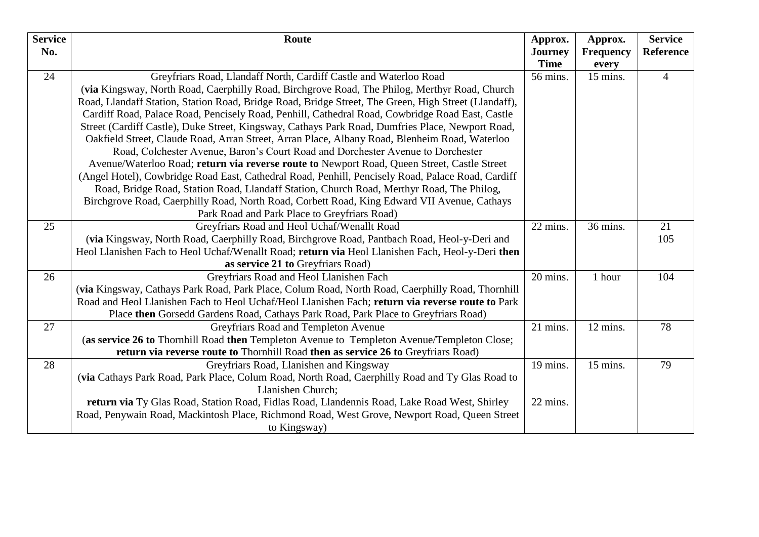| Service No. | Route | Approx. Journey Time | Approx. Frequency every | Service Reference |
|---|---|---|---|---|
| 24 | Greyfriars Road, Llandaff North, Cardiff Castle and Waterloo Road<br>(**via** Kingsway, North Road, Caerphilly Road, Birchgrove Road, The Philog, Merthyr Road, Church Road, Llandaff Station, Station Road, Bridge Road, Bridge Street, The Green, High Street (Llandaff), Cardiff Road, Palace Road, Pencisely Road, Penhill, Cathedral Road, Cowbridge Road East, Castle Street (Cardiff Castle), Duke Street, Kingsway, Cathays Park Road, Dumfries Place, Newport Road, Oakfield Street, Claude Road, Arran Street, Arran Place, Albany Road, Blenheim Road, Waterloo Road, Colchester Avenue, Baron's Court Road and Dorchester Avenue to Dorchester Avenue/Waterloo Road; **return via reverse route to** Newport Road, Queen Street, Castle Street (Angel Hotel), Cowbridge Road East, Cathedral Road, Penhill, Pencisely Road, Palace Road, Cardiff Road, Bridge Road, Station Road, Llandaff Station, Church Road, Merthyr Road, The Philog, Birchgrove Road, Caerphilly Road, North Road, Corbett Road, King Edward VII Avenue, Cathays Park Road and Park Place to Greyfriars Road) | 56 mins. | 15 mins. | 4 |
| 25 | Greyfriars Road and Heol Uchaf/Wenallt Road<br>(**via** Kingsway, North Road, Caerphilly Road, Birchgrove Road, Pantbach Road, Heol-y-Deri and Heol Llanishen Fach to Heol Uchaf/Wenallt Road; **return via** Heol Llanishen Fach, Heol-y-Deri **then as service 21 to** Greyfriars Road) | 22 mins. | 36 mins. | 21<br>105 |
| 26 | Greyfriars Road and Heol Llanishen Fach<br>(**via** Kingsway, Cathays Park Road, Park Place, Colum Road, North Road, Caerphilly Road, Thornhill Road and Heol Llanishen Fach to Heol Uchaf/Heol Llanishen Fach; **return via reverse route to** Park Place **then** Gorsedd Gardens Road, Cathays Park Road, Park Place to Greyfriars Road) | 20 mins. | 1 hour | 104 |
| 27 | Greyfriars Road and Templeton Avenue<br>(**as service 26 to** Thornhill Road **then** Templeton Avenue to Templeton Avenue/Templeton Close; **return via reverse route to** Thornhill Road **then as service 26 to** Greyfriars Road) | 21 mins. | 12 mins. | 78 |
| 28 | Greyfriars Road, Llanishen and Kingsway<br>(**via** Cathays Park Road, Park Place, Colum Road, North Road, Caerphilly Road and Ty Glas Road to Llanishen Church;<br>**return via** Ty Glas Road, Station Road, Fidlas Road, Llandennis Road, Lake Road West, Shirley Road, Penywain Road, Mackintosh Place, Richmond Road, West Grove, Newport Road, Queen Street to Kingsway) | 19 mins.<br><br>22 mins. | 15 mins. | 79 |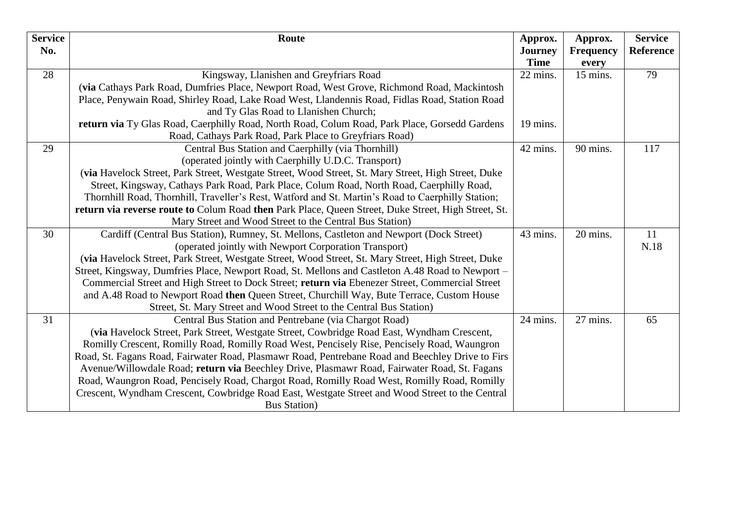| Service No. | Route | Approx. Journey Time | Approx. Frequency every | Service Reference |
|---|---|---|---|---|
| 28 | Kingsway, Llanishen and Greyfriars Road (**via** Cathays Park Road, Dumfries Place, Newport Road, West Grove, Richmond Road, Mackintosh Place, Penywain Road, Shirley Road, Lake Road West, Llandennis Road, Fidlas Road, Station Road and Ty Glas Road to Llanishen Church; **return via** Ty Glas Road, Caerphilly Road, North Road, Colum Road, Park Place, Gorsedd Gardens Road, Cathays Park Road, Park Place to Greyfriars Road) | 22 mins. 19 mins. | 15 mins. | 79 |
| 29 | Central Bus Station and Caerphilly (via Thornhill) (operated jointly with Caerphilly U.D.C. Transport) (**via** Havelock Street, Park Street, Westgate Street, Wood Street, St. Mary Street, High Street, Duke Street, Kingsway, Cathays Park Road, Park Place, Colum Road, North Road, Caerphilly Road, Thornhill Road, Thornhill, Traveller's Rest, Watford and St. Martin's Road to Caerphilly Station; **return via reverse route to** Colum Road **then** Park Place, Queen Street, Duke Street, High Street, St. Mary Street and Wood Street to the Central Bus Station) | 42 mins. | 90 mins. | 117 |
| 30 | Cardiff (Central Bus Station), Rumney, St. Mellons, Castleton and Newport (Dock Street) (operated jointly with Newport Corporation Transport) (**via** Havelock Street, Park Street, Westgate Street, Wood Street, St. Mary Street, High Street, Duke Street, Kingsway, Dumfries Place, Newport Road, St. Mellons and Castleton A.48 Road to Newport – Commercial Street and High Street to Dock Street; **return via** Ebenezer Street, Commercial Street and A.48 Road to Newport Road **then** Queen Street, Churchill Way, Bute Terrace, Custom House Street, St. Mary Street and Wood Street to the Central Bus Station) | 43 mins. | 20 mins. | 11 N.18 |
| 31 | Central Bus Station and Pentrebane (via Chargot Road) (**via** Havelock Street, Park Street, Westgate Street, Cowbridge Road East, Wyndham Crescent, Romilly Crescent, Romilly Road, Romilly Road West, Pencisely Rise, Pencisely Road, Waungron Road, St. Fagans Road, Fairwater Road, Plasmawr Road, Pentrebane Road and Beechley Drive to Firs Avenue/Willowdale Road; **return via** Beechley Drive, Plasmawr Road, Fairwater Road, St. Fagans Road, Waungron Road, Pencisely Road, Chargot Road, Romilly Road West, Romilly Road, Romilly Crescent, Wyndham Crescent, Cowbridge Road East, Westgate Street and Wood Street to the Central Bus Station) | 24 mins. | 27 mins. | 65 |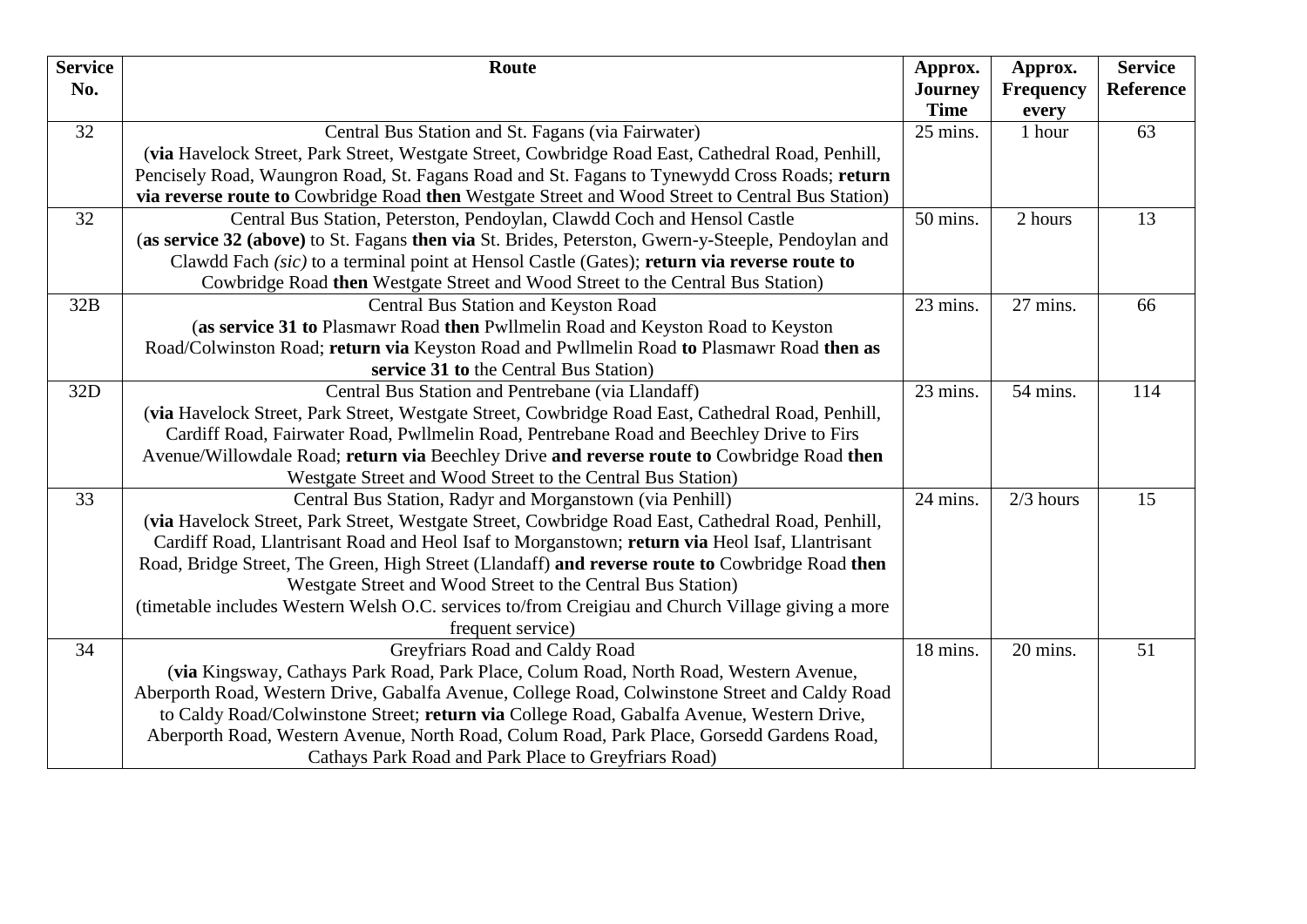| Service No. | Route | Approx. Journey Time | Approx. Frequency every | Service Reference |
|---|---|---|---|---|
| 32 | Central Bus Station and St. Fagans (via Fairwater) (**via** Havelock Street, Park Street, Westgate Street, Cowbridge Road East, Cathedral Road, Penhill, Pencisely Road, Waungron Road, St. Fagans Road and St. Fagans to Tynewydd Cross Roads; **return via reverse route to** Cowbridge Road **then** Westgate Street and Wood Street to Central Bus Station) | 25 mins. | 1 hour | 63 |
| 32 | Central Bus Station, Peterston, Pendoylan, Clawdd Coch and Hensol Castle (**as service 32 (above)** to St. Fagans **then via** St. Brides, Peterston, Gwern-y-Steeple, Pendoylan and Clawdd Fach *(sic)* to a terminal point at Hensol Castle (Gates); **return via reverse route to** Cowbridge Road **then** Westgate Street and Wood Street to the Central Bus Station) | 50 mins. | 2 hours | 13 |
| 32B | Central Bus Station and Keyston Road (**as service 31 to** Plasmawr Road **then** Pwllmelin Road and Keyston Road to Keyston Road/Colwinston Road; **return via** Keyston Road and Pwllmelin Road **to** Plasmawr Road **then as service 31 to** the Central Bus Station) | 23 mins. | 27 mins. | 66 |
| 32D | Central Bus Station and Pentrebane (via Llandaff) (**via** Havelock Street, Park Street, Westgate Street, Cowbridge Road East, Cathedral Road, Penhill, Cardiff Road, Fairwater Road, Pwllmelin Road, Pentrebane Road and Beechley Drive to Firs Avenue/Willowdale Road; **return via** Beechley Drive **and reverse route to** Cowbridge Road **then** Westgate Street and Wood Street to the Central Bus Station) | 23 mins. | 54 mins. | 114 |
| 33 | Central Bus Station, Radyr and Morganstown (via Penhill) (**via** Havelock Street, Park Street, Westgate Street, Cowbridge Road East, Cathedral Road, Penhill, Cardiff Road, Llantrisant Road and Heol Isaf to Morganstown; **return via** Heol Isaf, Llantrisant Road, Bridge Street, The Green, High Street (Llandaff) **and reverse route to** Cowbridge Road **then** Westgate Street and Wood Street to the Central Bus Station) (timetable includes Western Welsh O.C. services to/from Creigiau and Church Village giving a more frequent service) | 24 mins. | 2/3 hours | 15 |
| 34 | Greyfriars Road and Caldy Road (**via** Kingsway, Cathays Park Road, Park Place, Colum Road, North Road, Western Avenue, Aberporth Road, Western Drive, Gabalfa Avenue, College Road, Colwinstone Street and Caldy Road to Caldy Road/Colwinstone Street; **return via** College Road, Gabalfa Avenue, Western Drive, Aberporth Road, Western Avenue, North Road, Colum Road, Park Place, Gorsedd Gardens Road, Cathays Park Road and Park Place to Greyfriars Road) | 18 mins. | 20 mins. | 51 |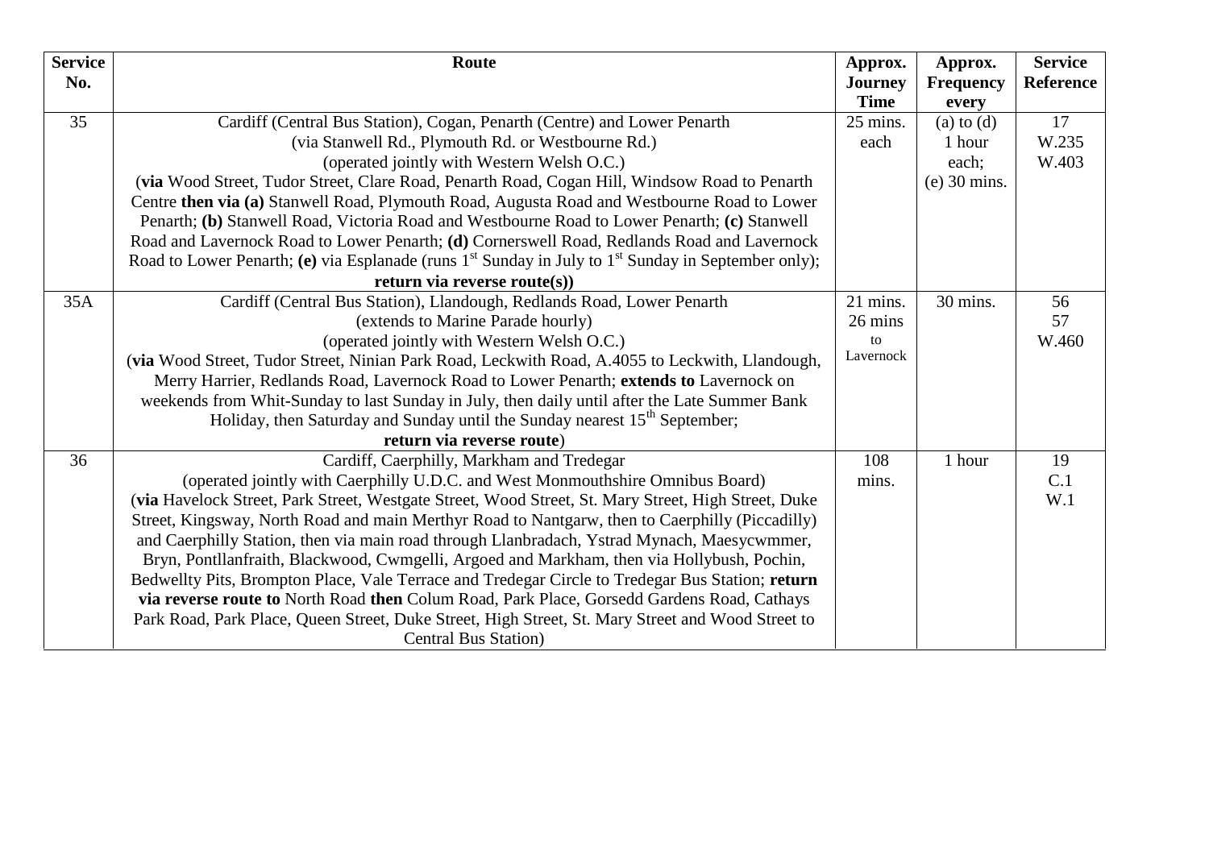| Service No. | Route | Approx. Journey Time | Approx. Frequency every | Service Reference |
|---|---|---|---|---|
| 35 | Cardiff (Central Bus Station), Cogan, Penarth (Centre) and Lower Penarth (via Stanwell Rd., Plymouth Rd. or Westbourne Rd.) (operated jointly with Western Welsh O.C.) (**via** Wood Street, Tudor Street, Clare Road, Penarth Road, Cogan Hill, Windsow Road to Penarth Centre **then via (a)** Stanwell Road, Plymouth Road, Augusta Road and Westbourne Road to Lower Penarth; **(b)** Stanwell Road, Victoria Road and Westbourne Road to Lower Penarth; **(c)** Stanwell Road and Lavernock Road to Lower Penarth; **(d)** Cornerswell Road, Redlands Road and Lavernock Road to Lower Penarth; **(e)** via Esplanade (runs 1st Sunday in July to 1st Sunday in September only); **return via reverse route(s))** | 25 mins. each | (a) to (d) 1 hour each; (e) 30 mins. | 17 W.235 W.403 |
| 35A | Cardiff (Central Bus Station), Llandough, Redlands Road, Lower Penarth (extends to Marine Parade hourly) (operated jointly with Western Welsh O.C.) (**via** Wood Street, Tudor Street, Ninian Park Road, Leckwith Road, A.4055 to Leckwith, Llandough, Merry Harrier, Redlands Road, Lavernock Road to Lower Penarth; **extends to** Lavernock on weekends from Whit-Sunday to last Sunday in July, then daily until after the Late Summer Bank Holiday, then Saturday and Sunday until the Sunday nearest 15th September; **return via reverse route**) | 21 mins. 26 mins to Lavernock | 30 mins. | 56 57 W.460 |
| 36 | Cardiff, Caerphilly, Markham and Tredegar (operated jointly with Caerphilly U.D.C. and West Monmouthshire Omnibus Board) (**via** Havelock Street, Park Street, Westgate Street, Wood Street, St. Mary Street, High Street, Duke Street, Kingsway, North Road and main Merthyr Road to Nantgarw, then to Caerphilly (Piccadilly) and Caerphilly Station, then via main road through Llanbradach, Ystrad Mynach, Maesycwmmer, Bryn, Pontllanfraith, Blackwood, Cwmgelli, Argoed and Markham, then via Hollybush, Pochin, Bedwellty Pits, Brompton Place, Vale Terrace and Tredegar Circle to Tredegar Bus Station; **return via reverse route to** North Road **then** Colum Road, Park Place, Gorsedd Gardens Road, Cathays Park Road, Park Place, Queen Street, Duke Street, High Street, St. Mary Street and Wood Street to Central Bus Station) | 108 mins. | 1 hour | 19 C.1 W.1 |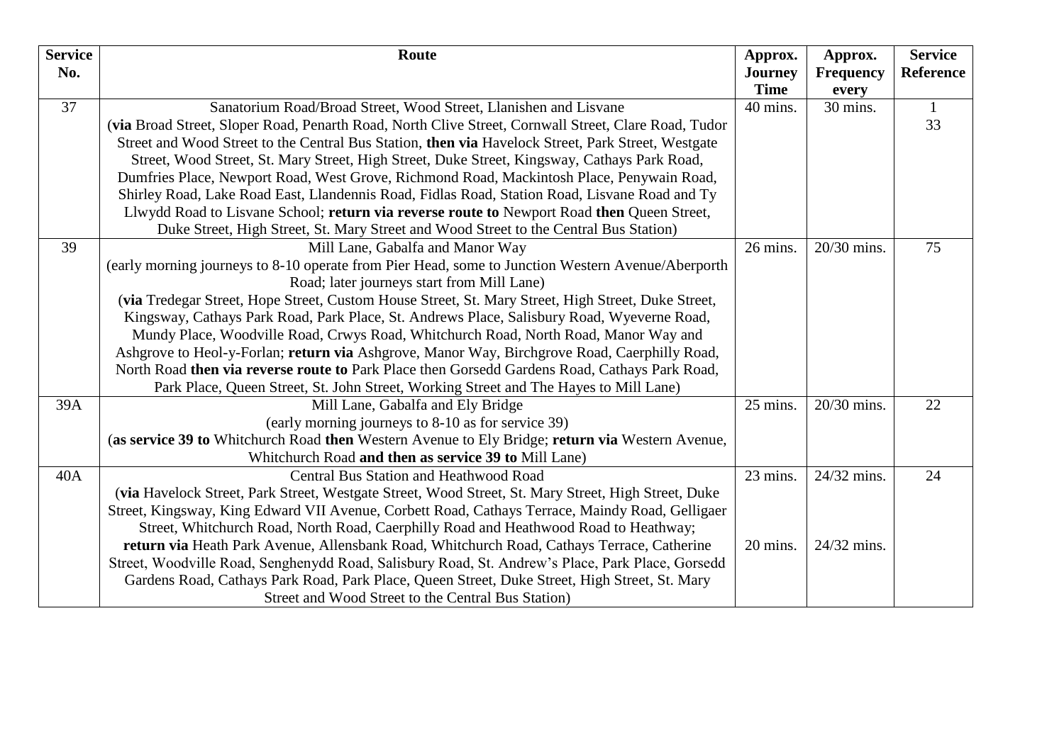| Service No. | Route | Approx. Journey Time | Approx. Frequency every | Service Reference |
|---|---|---|---|---|
| 37 | Sanatorium Road/Broad Street, Wood Street, Llanishen and Lisvane (**via** Broad Street, Sloper Road, Penarth Road, North Clive Street, Cornwall Street, Clare Road, Tudor Street and Wood Street to the Central Bus Station, **then via** Havelock Street, Park Street, Westgate Street, Wood Street, St. Mary Street, High Street, Duke Street, Kingsway, Cathays Park Road, Dumfries Place, Newport Road, West Grove, Richmond Road, Mackintosh Place, Penywain Road, Shirley Road, Lake Road East, Llandennis Road, Fidlas Road, Station Road, Lisvane Road and Ty Llwydd Road to Lisvane School; **return via reverse route to** Newport Road **then** Queen Street, Duke Street, High Street, St. Mary Street and Wood Street to the Central Bus Station) | 40 mins. | 30 mins. | 1<br>33 |
| 39 | Mill Lane, Gabalfa and Manor Way (early morning journeys to 8-10 operate from Pier Head, some to Junction Western Avenue/Aberporth Road; later journeys start from Mill Lane) (**via** Tredegar Street, Hope Street, Custom House Street, St. Mary Street, High Street, Duke Street, Kingsway, Cathays Park Road, Park Place, St. Andrews Place, Salisbury Road, Wyeverne Road, Mundy Place, Woodville Road, Crwys Road, Whitchurch Road, North Road, Manor Way and Ashgrove to Heol-y-Forlan; **return via** Ashgrove, Manor Way, Birchgrove Road, Caerphilly Road, North Road **then via reverse route to** Park Place then Gorsedd Gardens Road, Cathays Park Road, Park Place, Queen Street, St. John Street, Working Street and The Hayes to Mill Lane) | 26 mins. | 20/30 mins. | 75 |
| 39A | Mill Lane, Gabalfa and Ely Bridge (early morning journeys to 8-10 as for service 39) (**as service 39 to** Whitchurch Road **then** Western Avenue to Ely Bridge; **return via** Western Avenue, Whitchurch Road **and then as service 39 to** Mill Lane) | 25 mins. | 20/30 mins. | 22 |
| 40A | Central Bus Station and Heathwood Road (**via** Havelock Street, Park Street, Westgate Street, Wood Street, St. Mary Street, High Street, Duke Street, Kingsway, King Edward VII Avenue, Corbett Road, Cathays Terrace, Maindy Road, Gelligaer Street, Whitchurch Road, North Road, Caerphilly Road and Heathwood Road to Heathway; **return via** Heath Park Avenue, Allensbank Road, Whitchurch Road, Cathays Terrace, Catherine Street, Woodville Road, Senghenydd Road, Salisbury Road, St. Andrew's Place, Park Place, Gorsedd Gardens Road, Cathays Park Road, Park Place, Queen Street, Duke Street, High Street, St. Mary Street and Wood Street to the Central Bus Station) | 23 mins.<br>20 mins. | 24/32 mins.<br>24/32 mins. | 24 |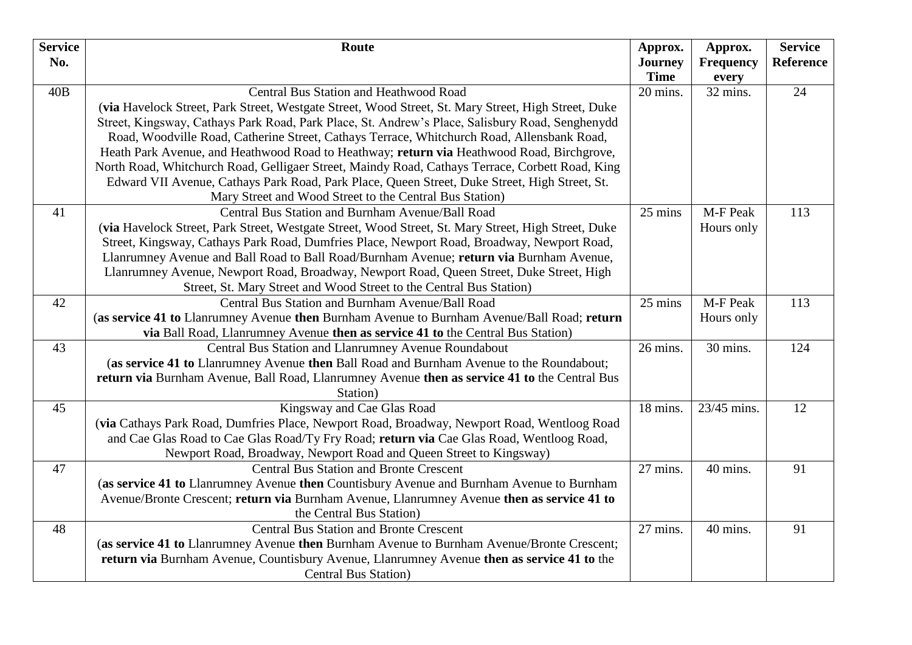| Service No. | Route | Approx. Journey Time | Approx. Frequency every | Service Reference |
|---|---|---|---|---|
| 40B | Central Bus Station and Heathwood Road (**via** Havelock Street, Park Street, Westgate Street, Wood Street, St. Mary Street, High Street, Duke Street, Kingsway, Cathays Park Road, Park Place, St. Andrew's Place, Salisbury Road, Senghenydd Road, Woodville Road, Catherine Street, Cathays Terrace, Whitchurch Road, Allensbank Road, Heath Park Avenue, and Heathwood Road to Heathway; **return via** Heathwood Road, Birchgrove, North Road, Whitchurch Road, Gelligaer Street, Maindy Road, Cathays Terrace, Corbett Road, King Edward VII Avenue, Cathays Park Road, Park Place, Queen Street, Duke Street, High Street, St. Mary Street and Wood Street to the Central Bus Station) | 20 mins. | 32 mins. | 24 |
| 41 | Central Bus Station and Burnham Avenue/Ball Road (**via** Havelock Street, Park Street, Westgate Street, Wood Street, St. Mary Street, High Street, Duke Street, Kingsway, Cathays Park Road, Dumfries Place, Newport Road, Broadway, Newport Road, Llanrumney Avenue and Ball Road to Ball Road/Burnham Avenue; **return via** Burnham Avenue, Llanrumney Avenue, Newport Road, Broadway, Newport Road, Queen Street, Duke Street, High Street, St. Mary Street and Wood Street to the Central Bus Station) | 25 mins | M-F Peak Hours only | 113 |
| 42 | Central Bus Station and Burnham Avenue/Ball Road (**as service 41 to** Llanrumney Avenue **then** Burnham Avenue to Burnham Avenue/Ball Road; **return via** Ball Road, Llanrumney Avenue **then as service 41 to** the Central Bus Station) | 25 mins | M-F Peak Hours only | 113 |
| 43 | Central Bus Station and Llanrumney Avenue Roundabout (**as service 41 to** Llanrumney Avenue **then** Ball Road and Burnham Avenue to the Roundabout; **return via** Burnham Avenue, Ball Road, Llanrumney Avenue **then as service 41 to** the Central Bus Station) | 26 mins. | 30 mins. | 124 |
| 45 | Kingsway and Cae Glas Road (**via** Cathays Park Road, Dumfries Place, Newport Road, Broadway, Newport Road, Wentloog Road and Cae Glas Road to Cae Glas Road/Ty Fry Road; **return via** Cae Glas Road, Wentloog Road, Newport Road, Broadway, Newport Road and Queen Street to Kingsway) | 18 mins. | 23/45 mins. | 12 |
| 47 | Central Bus Station and Bronte Crescent (**as service 41 to** Llanrumney Avenue **then** Countisbury Avenue and Burnham Avenue to Burnham Avenue/Bronte Crescent; **return via** Burnham Avenue, Llanrumney Avenue **then as service 41 to** the Central Bus Station) | 27 mins. | 40 mins. | 91 |
| 48 | Central Bus Station and Bronte Crescent (**as service 41 to** Llanrumney Avenue **then** Burnham Avenue to Burnham Avenue/Bronte Crescent; **return via** Burnham Avenue, Countisbury Avenue, Llanrumney Avenue **then as service 41 to** the Central Bus Station) | 27 mins. | 40 mins. | 91 |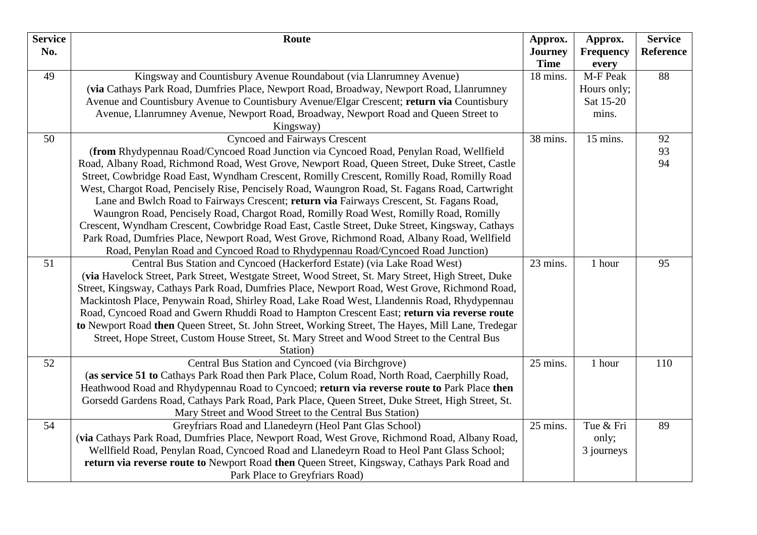| Service No. | Route | Approx. Journey Time | Approx. Frequency every | Service Reference |
|---|---|---|---|---|
| 49 | Kingsway and Countisbury Avenue Roundabout (via Llanrumney Avenue) (**via** Cathays Park Road, Dumfries Place, Newport Road, Broadway, Newport Road, Llanrumney Avenue and Countisbury Avenue to Countisbury Avenue/Elgar Crescent; **return via** Countisbury Avenue, Llanrumney Avenue, Newport Road, Broadway, Newport Road and Queen Street to Kingsway) | 18 mins. | M-F Peak Hours only; Sat 15-20 mins. | 88 |
| 50 | Cyncoed and Fairways Crescent (**from** Rhydypennau Road/Cyncoed Road Junction via Cyncoed Road, Penylan Road, Wellfield Road, Albany Road, Richmond Road, West Grove, Newport Road, Queen Street, Duke Street, Castle Street, Cowbridge Road East, Wyndham Crescent, Romilly Crescent, Romilly Road, Romilly Road West, Chargot Road, Pencisely Rise, Pencisely Road, Waungron Road, St. Fagans Road, Cartwright Lane and Bwlch Road to Fairways Crescent; **return via** Fairways Crescent, St. Fagans Road, Waungron Road, Pencisely Road, Chargot Road, Romilly Road West, Romilly Road, Romilly Crescent, Wyndham Crescent, Cowbridge Road East, Castle Street, Duke Street, Kingsway, Cathays Park Road, Dumfries Place, Newport Road, West Grove, Richmond Road, Albany Road, Wellfield Road, Penylan Road and Cyncoed Road to Rhydypennau Road/Cyncoed Road Junction) | 38 mins. | 15 mins. | 92<br>93<br>94 |
| 51 | Central Bus Station and Cyncoed (Hackerford Estate) (via Lake Road West) (**via** Havelock Street, Park Street, Westgate Street, Wood Street, St. Mary Street, High Street, Duke Street, Kingsway, Cathays Park Road, Dumfries Place, Newport Road, West Grove, Richmond Road, Mackintosh Place, Penywain Road, Shirley Road, Lake Road West, Llandennis Road, Rhydypennau Road, Cyncoed Road and Gwern Rhuddi Road to Hampton Crescent East; **return via reverse route to** Newport Road **then** Queen Street, St. John Street, Working Street, The Hayes, Mill Lane, Tredegar Street, Hope Street, Custom House Street, St. Mary Street and Wood Street to the Central Bus Station) | 23 mins. | 1 hour | 95 |
| 52 | Central Bus Station and Cyncoed (via Birchgrove) (**as service 51 to** Cathays Park Road then Park Place, Colum Road, North Road, Caerphilly Road, Heathwood Road and Rhydypennau Road to Cyncoed; **return via reverse route to** Park Place **then** Gorsedd Gardens Road, Cathays Park Road, Park Place, Queen Street, Duke Street, High Street, St. Mary Street and Wood Street to the Central Bus Station) | 25 mins. | 1 hour | 110 |
| 54 | Greyfriars Road and Llanedeyrn (Heol Pant Glas School) (**via** Cathays Park Road, Dumfries Place, Newport Road, West Grove, Richmond Road, Albany Road, Wellfield Road, Penylan Road, Cyncoed Road and Llanedeyrn Road to Heol Pant Glass School; **return via reverse route to** Newport Road **then** Queen Street, Kingsway, Cathays Park Road and Park Place to Greyfriars Road) | 25 mins. | Tue & Fri only; 3 journeys | 89 |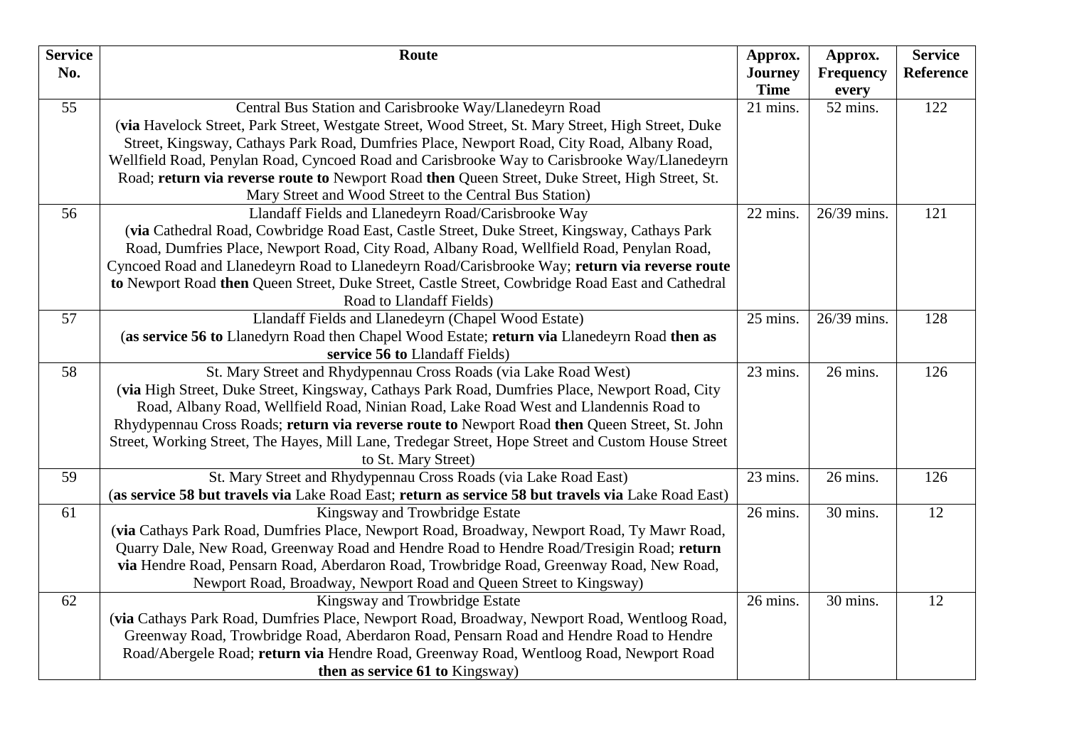| Service No. | Route | Approx. Journey Time | Approx. Frequency every | Service Reference |
|---|---|---|---|---|
| 55 | Central Bus Station and Carisbrooke Way/Llanedeyrn Road (**via** Havelock Street, Park Street, Westgate Street, Wood Street, St. Mary Street, High Street, Duke Street, Kingsway, Cathays Park Road, Dumfries Place, Newport Road, City Road, Albany Road, Wellfield Road, Penylan Road, Cyncoed Road and Carisbrooke Way to Carisbrooke Way/Llanedeyrn Road; **return via reverse route to** Newport Road **then** Queen Street, Duke Street, High Street, St. Mary Street and Wood Street to the Central Bus Station) | 21 mins. | 52 mins. | 122 |
| 56 | Llandaff Fields and Llanedeyrn Road/Carisbrooke Way (**via** Cathedral Road, Cowbridge Road East, Castle Street, Duke Street, Kingsway, Cathays Park Road, Dumfries Place, Newport Road, City Road, Albany Road, Wellfield Road, Penylan Road, Cyncoed Road and Llanedeyrn Road to Llanedeyrn Road/Carisbrooke Way; **return via reverse route to** Newport Road **then** Queen Street, Duke Street, Castle Street, Cowbridge Road East and Cathedral Road to Llandaff Fields) | 22 mins. | 26/39 mins. | 121 |
| 57 | Llandaff Fields and Llanedeyrn (Chapel Wood Estate) (**as service 56 to** Llanedyrn Road then Chapel Wood Estate; **return via** Llanedeyrn Road **then as service 56 to** Llandaff Fields) | 25 mins. | 26/39 mins. | 128 |
| 58 | St. Mary Street and Rhydypennau Cross Roads (via Lake Road West) (**via** High Street, Duke Street, Kingsway, Cathays Park Road, Dumfries Place, Newport Road, City Road, Albany Road, Wellfield Road, Ninian Road, Lake Road West and Llandennis Road to Rhydypennau Cross Roads; **return via reverse route to** Newport Road **then** Queen Street, St. John Street, Working Street, The Hayes, Mill Lane, Tredegar Street, Hope Street and Custom House Street to St. Mary Street) | 23 mins. | 26 mins. | 126 |
| 59 | St. Mary Street and Rhydypennau Cross Roads (via Lake Road East) (**as service 58 but travels via** Lake Road East; **return as service 58 but travels via** Lake Road East) | 23 mins. | 26 mins. | 126 |
| 61 | Kingsway and Trowbridge Estate (**via** Cathays Park Road, Dumfries Place, Newport Road, Broadway, Newport Road, Ty Mawr Road, Quarry Dale, New Road, Greenway Road and Hendre Road to Hendre Road/Tresigin Road; **return via** Hendre Road, Pensarn Road, Aberdaron Road, Trowbridge Road, Greenway Road, New Road, Newport Road, Broadway, Newport Road and Queen Street to Kingsway) | 26 mins. | 30 mins. | 12 |
| 62 | Kingsway and Trowbridge Estate (**via** Cathays Park Road, Dumfries Place, Newport Road, Broadway, Newport Road, Wentloog Road, Greenway Road, Trowbridge Road, Aberdaron Road, Pensarn Road and Hendre Road to Hendre Road/Abergele Road; **return via** Hendre Road, Greenway Road, Wentloog Road, Newport Road **then as service 61 to** Kingsway) | 26 mins. | 30 mins. | 12 |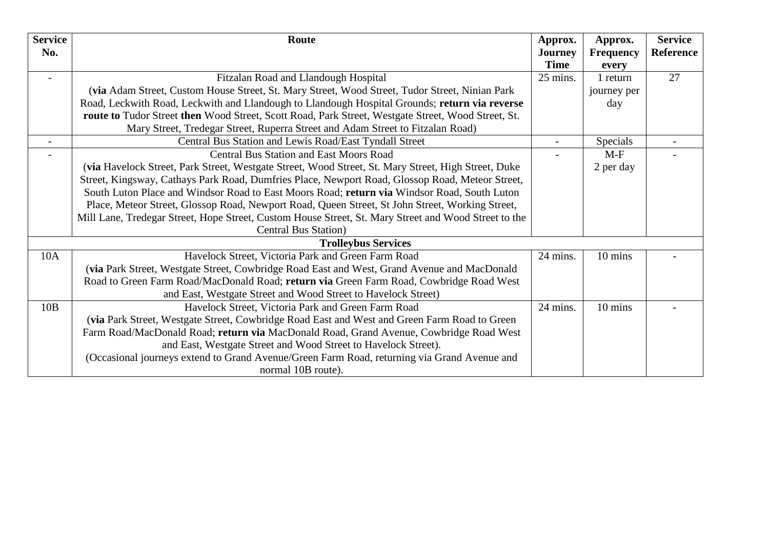| Service No. | Route | Approx. Journey Time | Approx. Frequency every | Service Reference |
|---|---|---|---|---|
| - | Fitzalan Road and Llandough Hospital (**via** Adam Street, Custom House Street, St. Mary Street, Wood Street, Tudor Street, Ninian Park Road, Leckwith Road, Leckwith and Llandough to Llandough Hospital Grounds; **return via reverse route to** Tudor Street **then** Wood Street, Scott Road, Park Street, Westgate Street, Wood Street, St. Mary Street, Tredegar Street, Ruperra Street and Adam Street to Fitzalan Road) | 25 mins. | 1 return journey per day | 27 |
| - | Central Bus Station and Lewis Road/East Tyndall Street | - | Specials | - |
| - | Central Bus Station and East Moors Road (**via** Havelock Street, Park Street, Westgate Street, Wood Street, St. Mary Street, High Street, Duke Street, Kingsway, Cathays Park Road, Dumfries Place, Newport Road, Glossop Road, Meteor Street, South Luton Place and Windsor Road to East Moors Road; **return via** Windsor Road, South Luton Place, Meteor Street, Glossop Road, Newport Road, Queen Street, St John Street, Working Street, Mill Lane, Tredegar Street, Hope Street, Custom House Street, St. Mary Street and Wood Street to the Central Bus Station) | - | M-F 2 per day | - |
| | **Trolleybus Services** | | | |
| 10A | Havelock Street, Victoria Park and Green Farm Road (**via** Park Street, Westgate Street, Cowbridge Road East and West, Grand Avenue and MacDonald Road to Green Farm Road/MacDonald Road; **return via** Green Farm Road, Cowbridge Road West and East, Westgate Street and Wood Street to Havelock Street) | 24 mins. | 10 mins | - |
| 10B | Havelock Street, Victoria Park and Green Farm Road (**via** Park Street, Westgate Street, Cowbridge Road East and West and Green Farm Road to Green Farm Road/MacDonald Road; **return via** MacDonald Road, Grand Avenue, Cowbridge Road West and East, Westgate Street and Wood Street to Havelock Street). (Occasional journeys extend to Grand Avenue/Green Farm Road, returning via Grand Avenue and normal 10B route). | 24 mins. | 10 mins | - |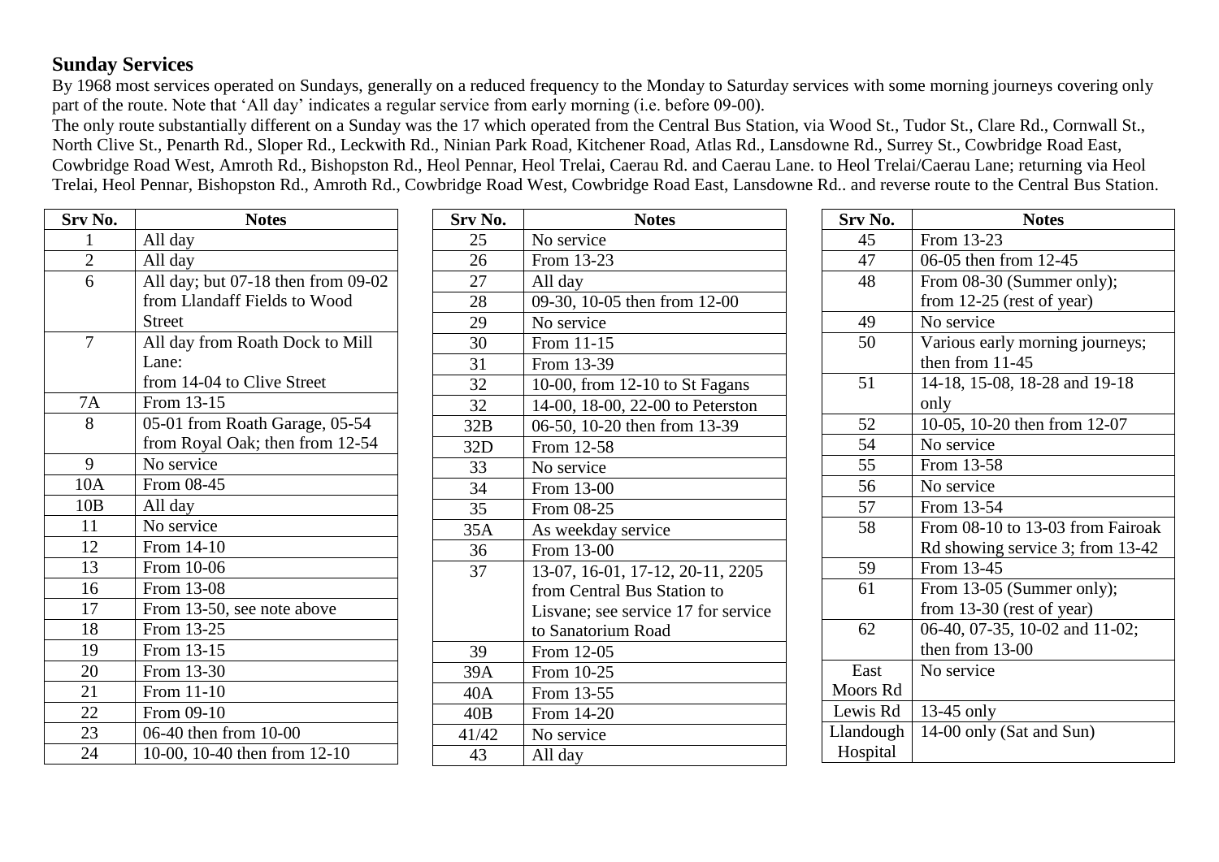## Sunday Services

By 1968 most services operated on Sundays, generally on a reduced frequency to the Monday to Saturday services with some morning journeys covering only part of the route. Note that 'All day' indicates a regular service from early morning (i.e. before 09-00).

The only route substantially different on a Sunday was the 17 which operated from the Central Bus Station, via Wood St., Tudor St., Clare Rd., Cornwall St., North Clive St., Penarth Rd., Sloper Rd., Leckwith Rd., Ninian Park Road, Kitchener Road, Atlas Rd., Lansdowne Rd., Surrey St., Cowbridge Road East, Cowbridge Road West, Amroth Rd., Bishopston Rd., Heol Pennar, Heol Trelai, Caerau Rd. and Caerau Lane. to Heol Trelai/Caerau Lane; returning via Heol Trelai, Heol Pennar, Bishopston Rd., Amroth Rd., Cowbridge Road West, Cowbridge Road East, Lansdowne Rd.. and reverse route to the Central Bus Station.

| Srv No. | Notes |
|---|---|
| 1 | All day |
| 2 | All day |
| 6 | All day; but 07-18 then from 09-02 from Llandaff Fields to Wood Street |
| 7 | All day from Roath Dock to Mill Lane: from 14-04 to Clive Street |
| 7A | From 13-15 |
| 8 | 05-01 from Roath Garage, 05-54 from Royal Oak; then from 12-54 |
| 9 | No service |
| 10A | From 08-45 |
| 10B | All day |
| 11 | No service |
| 12 | From 14-10 |
| 13 | From 10-06 |
| 16 | From 13-08 |
| 17 | From 13-50, see note above |
| 18 | From 13-25 |
| 19 | From 13-15 |
| 20 | From 13-30 |
| 21 | From 11-10 |
| 22 | From 09-10 |
| 23 | 06-40 then from 10-00 |
| 24 | 10-00, 10-40 then from 12-10 |

| Srv No. | Notes |
|---|---|
| 25 | No service |
| 26 | From 13-23 |
| 27 | All day |
| 28 | 09-30, 10-05 then from 12-00 |
| 29 | No service |
| 30 | From 11-15 |
| 31 | From 13-39 |
| 32 | 10-00, from 12-10 to St Fagans |
| 32 | 14-00, 18-00, 22-00 to Peterston |
| 32B | 06-50, 10-20 then from 13-39 |
| 32D | From 12-58 |
| 33 | No service |
| 34 | From 13-00 |
| 35 | From 08-25 |
| 35A | As weekday service |
| 36 | From 13-00 |
| 37 | 13-07, 16-01, 17-12, 20-11, 2205 from Central Bus Station to Lisvane; see service 17 for service to Sanatorium Road |
| 39 | From 12-05 |
| 39A | From 10-25 |
| 40A | From 13-55 |
| 40B | From 14-20 |
| 41/42 | No service |
| 43 | All day |

| Srv No. | Notes |
|---|---|
| 45 | From 13-23 |
| 47 | 06-05 then from 12-45 |
| 48 | From 08-30 (Summer only); from 12-25 (rest of year) |
| 49 | No service |
| 50 | Various early morning journeys; then from 11-45 |
| 51 | 14-18, 15-08, 18-28 and 19-18 only |
| 52 | 10-05, 10-20 then from 12-07 |
| 54 | No service |
| 55 | From 13-58 |
| 56 | No service |
| 57 | From 13-54 |
| 58 | From 08-10 to 13-03 from Fairoak Rd showing service 3; from 13-42 |
| 59 | From 13-45 |
| 61 | From 13-05 (Summer only); from 13-30 (rest of year) |
| 62 | 06-40, 07-35, 10-02 and 11-02; then from 13-00 |
| East Moors Rd | No service |
| Lewis Rd | 13-45 only |
| Llandough Hospital | 14-00 only (Sat and Sun) |